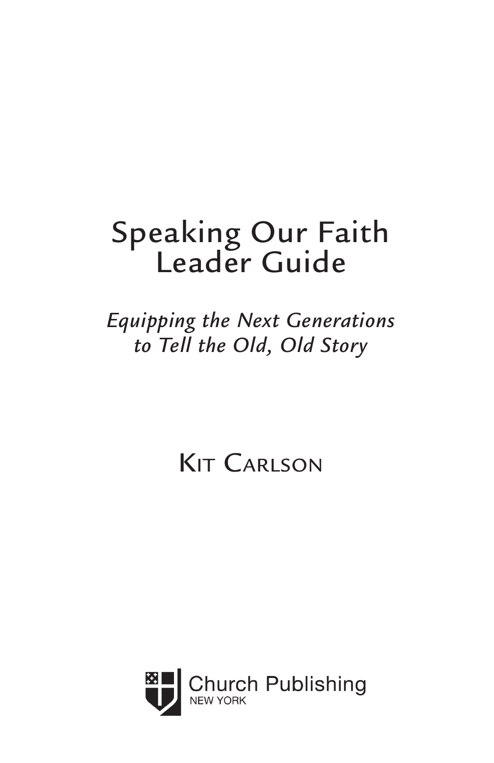# Speaking Our Faith Leader Guide

*Equipping the Next Generations to Tell the Old, Old Story*

Kit Carlson

Church Publishing
NEW YORK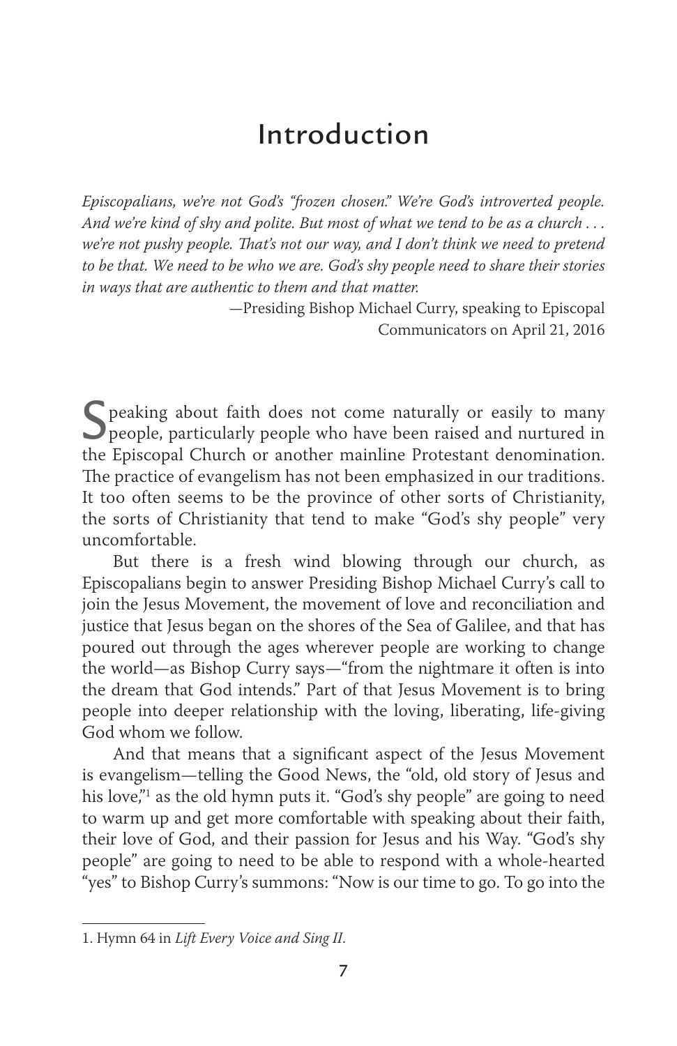# Introduction

*Episcopalians, we're not God's "frozen chosen." We're God's introverted people. And we're kind of shy and polite. But most of what we tend to be as a church . . . we're not pushy people. That's not our way, and I don't think we need to pretend to be that. We need to be who we are. God's shy people need to share their stories in ways that are authentic to them and that matter.*

—Presiding Bishop Michael Curry, speaking to Episcopal Communicators on April 21, 2016

Speaking about faith does not come naturally or easily to many people, particularly people who have been raised and nurtured in the Episcopal Church or another mainline Protestant denomination. The practice of evangelism has not been emphasized in our traditions. It too often seems to be the province of other sorts of Christianity, the sorts of Christianity that tend to make "God's shy people" very uncomfortable.

But there is a fresh wind blowing through our church, as Episcopalians begin to answer Presiding Bishop Michael Curry's call to join the Jesus Movement, the movement of love and reconciliation and justice that Jesus began on the shores of the Sea of Galilee, and that has poured out through the ages wherever people are working to change the world—as Bishop Curry says—"from the nightmare it often is into the dream that God intends." Part of that Jesus Movement is to bring people into deeper relationship with the loving, liberating, life-giving God whom we follow.

And that means that a significant aspect of the Jesus Movement is evangelism—telling the Good News, the "old, old story of Jesus and his love,"[1] as the old hymn puts it. "God's shy people" are going to need to warm up and get more comfortable with speaking about their faith, their love of God, and their passion for Jesus and his Way. "God's shy people" are going to need to be able to respond with a whole-hearted "yes" to Bishop Curry's summons: "Now is our time to go. To go into the

1. Hymn 64 in *Lift Every Voice and Sing II.*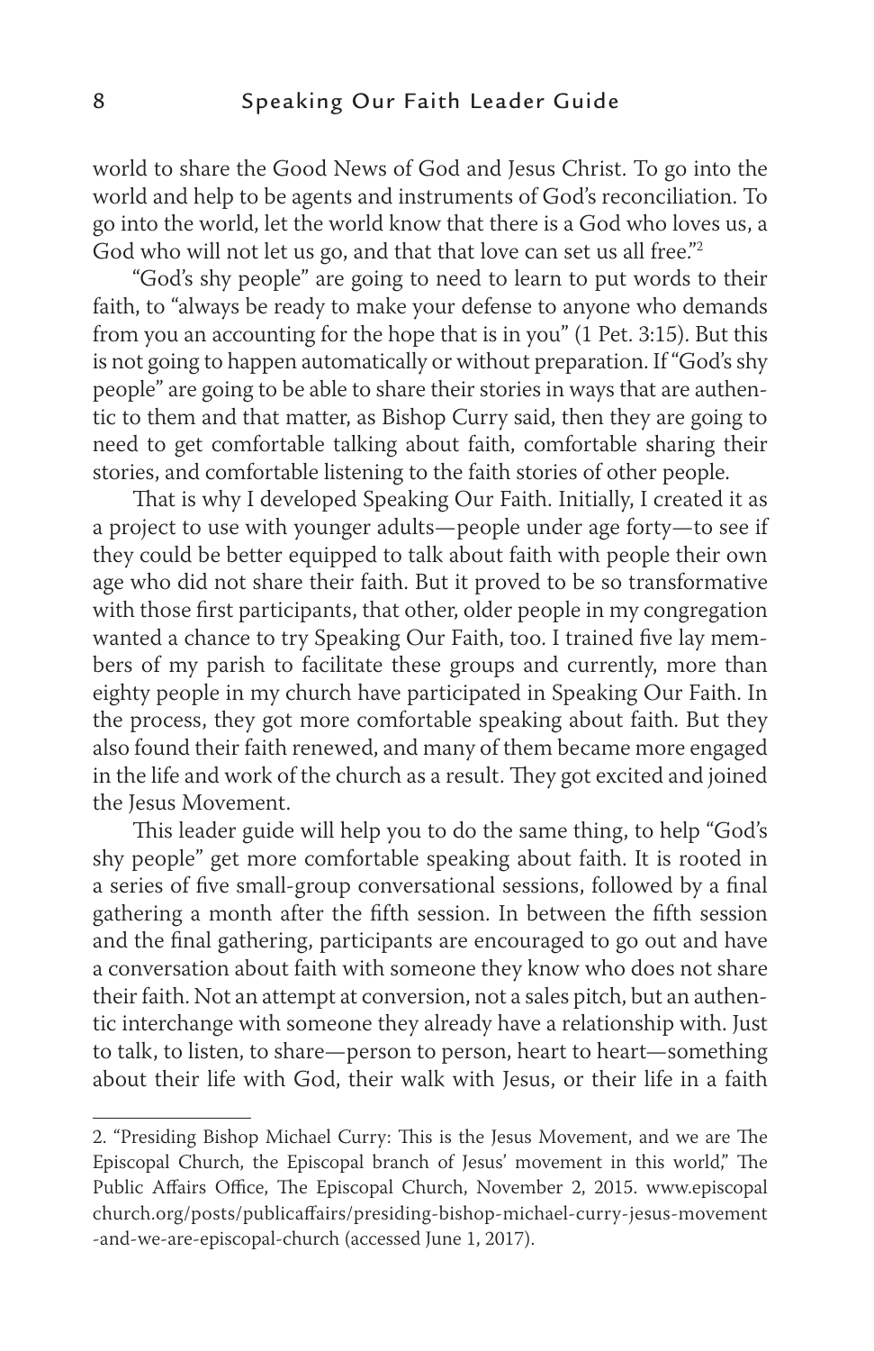world to share the Good News of God and Jesus Christ. To go into the world and help to be agents and instruments of God's reconciliation. To go into the world, let the world know that there is a God who loves us, a God who will not let us go, and that that love can set us all free."[2]

"God's shy people" are going to need to learn to put words to their faith, to "always be ready to make your defense to anyone who demands from you an accounting for the hope that is in you" (1 Pet. 3:15). But this is not going to happen automatically or without preparation. If "God's shy people" are going to be able to share their stories in ways that are authentic to them and that matter, as Bishop Curry said, then they are going to need to get comfortable talking about faith, comfortable sharing their stories, and comfortable listening to the faith stories of other people.

That is why I developed Speaking Our Faith. Initially, I created it as a project to use with younger adults—people under age forty—to see if they could be better equipped to talk about faith with people their own age who did not share their faith. But it proved to be so transformative with those first participants, that other, older people in my congregation wanted a chance to try Speaking Our Faith, too. I trained five lay members of my parish to facilitate these groups and currently, more than eighty people in my church have participated in Speaking Our Faith. In the process, they got more comfortable speaking about faith. But they also found their faith renewed, and many of them became more engaged in the life and work of the church as a result. They got excited and joined the Jesus Movement.

This leader guide will help you to do the same thing, to help "God's shy people" get more comfortable speaking about faith. It is rooted in a series of five small-group conversational sessions, followed by a final gathering a month after the fifth session. In between the fifth session and the final gathering, participants are encouraged to go out and have a conversation about faith with someone they know who does not share their faith. Not an attempt at conversion, not a sales pitch, but an authentic interchange with someone they already have a relationship with. Just to talk, to listen, to share—person to person, heart to heart—something about their life with God, their walk with Jesus, or their life in a faith

---

2. "Presiding Bishop Michael Curry: This is the Jesus Movement, and we are The Episcopal Church, the Episcopal branch of Jesus' movement in this world," The Public Affairs Office, The Episcopal Church, November 2, 2015. www.episcopalchurch.org/posts/publicaffairs/presiding-bishop-michael-curry-jesus-movement-and-we-are-episcopal-church (accessed June 1, 2017).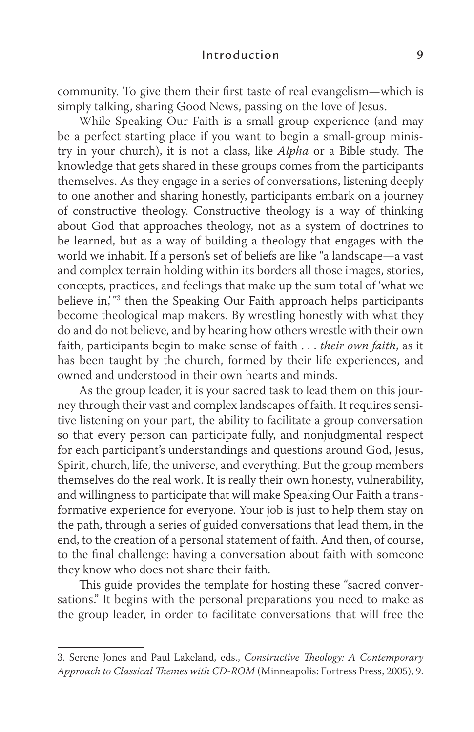community. To give them their first taste of real evangelism—which is simply talking, sharing Good News, passing on the love of Jesus.

While Speaking Our Faith is a small-group experience (and may be a perfect starting place if you want to begin a small-group ministry in your church), it is not a class, like *Alpha* or a Bible study. The knowledge that gets shared in these groups comes from the participants themselves. As they engage in a series of conversations, listening deeply to one another and sharing honestly, participants embark on a journey of constructive theology. Constructive theology is a way of thinking about God that approaches theology, not as a system of doctrines to be learned, but as a way of building a theology that engages with the world we inhabit. If a person's set of beliefs are like "a landscape—a vast and complex terrain holding within its borders all those images, stories, concepts, practices, and feelings that make up the sum total of 'what we believe in,'"[3] then the Speaking Our Faith approach helps participants become theological map makers. By wrestling honestly with what they do and do not believe, and by hearing how others wrestle with their own faith, participants begin to make sense of faith . . . *their own faith*, as it has been taught by the church, formed by their life experiences, and owned and understood in their own hearts and minds.

As the group leader, it is your sacred task to lead them on this journey through their vast and complex landscapes of faith. It requires sensitive listening on your part, the ability to facilitate a group conversation so that every person can participate fully, and nonjudgmental respect for each participant's understandings and questions around God, Jesus, Spirit, church, life, the universe, and everything. But the group members themselves do the real work. It is really their own honesty, vulnerability, and willingness to participate that will make Speaking Our Faith a transformative experience for everyone. Your job is just to help them stay on the path, through a series of guided conversations that lead them, in the end, to the creation of a personal statement of faith. And then, of course, to the final challenge: having a conversation about faith with someone they know who does not share their faith.

This guide provides the template for hosting these "sacred conversations." It begins with the personal preparations you need to make as the group leader, in order to facilitate conversations that will free the

---

3. Serene Jones and Paul Lakeland, eds., *Constructive Theology: A Contemporary Approach to Classical Themes with CD-ROM* (Minneapolis: Fortress Press, 2005), 9.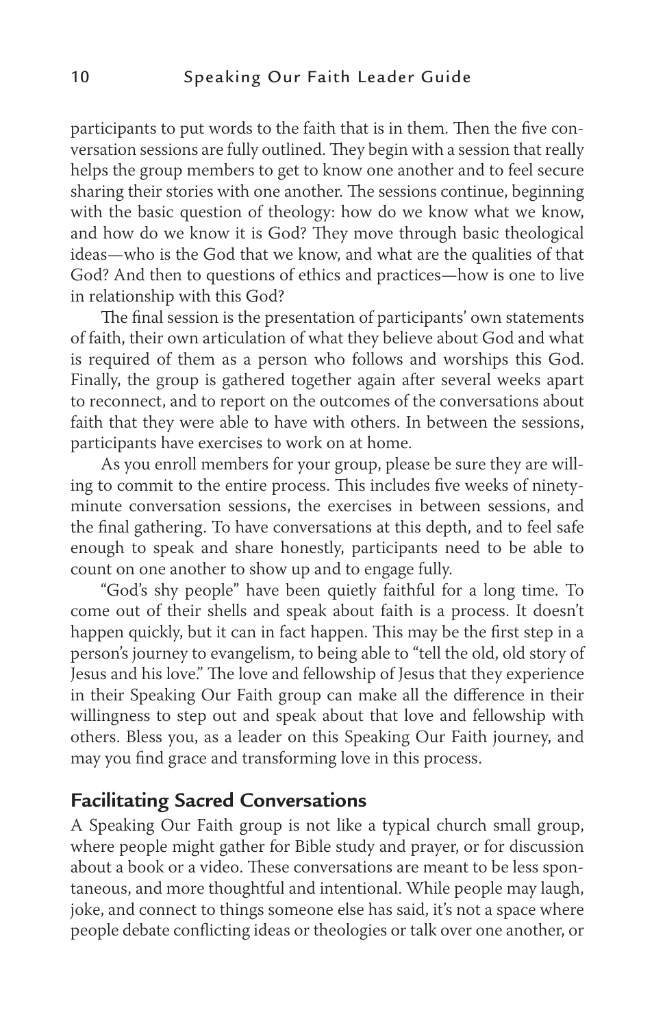participants to put words to the faith that is in them. Then the five conversation sessions are fully outlined. They begin with a session that really helps the group members to get to know one another and to feel secure sharing their stories with one another. The sessions continue, beginning with the basic question of theology: how do we know what we know, and how do we know it is God? They move through basic theological ideas—who is the God that we know, and what are the qualities of that God? And then to questions of ethics and practices—how is one to live in relationship with this God?

The final session is the presentation of participants' own statements of faith, their own articulation of what they believe about God and what is required of them as a person who follows and worships this God. Finally, the group is gathered together again after several weeks apart to reconnect, and to report on the outcomes of the conversations about faith that they were able to have with others. In between the sessions, participants have exercises to work on at home.

As you enroll members for your group, please be sure they are willing to commit to the entire process. This includes five weeks of ninety-minute conversation sessions, the exercises in between sessions, and the final gathering. To have conversations at this depth, and to feel safe enough to speak and share honestly, participants need to be able to count on one another to show up and to engage fully.

"God's shy people" have been quietly faithful for a long time. To come out of their shells and speak about faith is a process. It doesn't happen quickly, but it can in fact happen. This may be the first step in a person's journey to evangelism, to being able to "tell the old, old story of Jesus and his love." The love and fellowship of Jesus that they experience in their Speaking Our Faith group can make all the difference in their willingness to step out and speak about that love and fellowship with others. Bless you, as a leader on this Speaking Our Faith journey, and may you find grace and transforming love in this process.

## Facilitating Sacred Conversations

A Speaking Our Faith group is not like a typical church small group, where people might gather for Bible study and prayer, or for discussion about a book or a video. These conversations are meant to be less spontaneous, and more thoughtful and intentional. While people may laugh, joke, and connect to things someone else has said, it's not a space where people debate conflicting ideas or theologies or talk over one another, or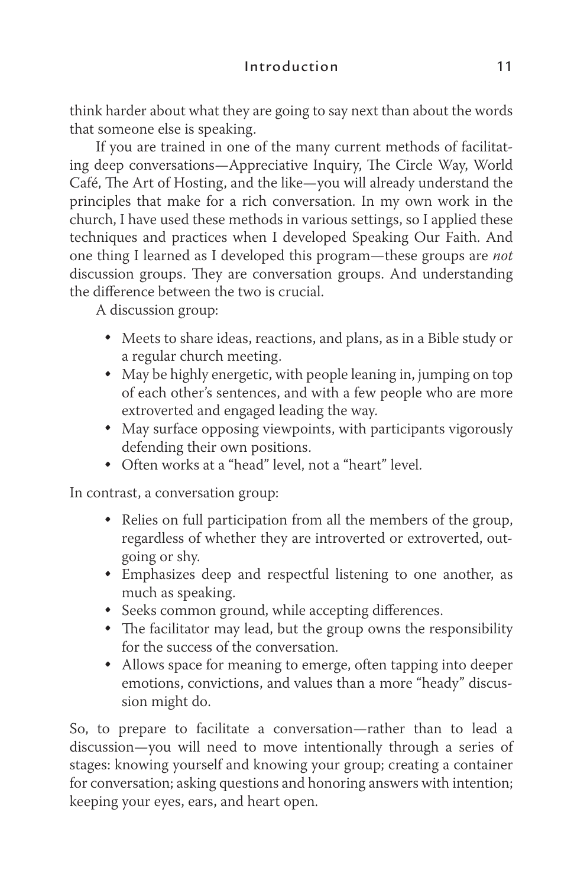think harder about what they are going to say next than about the words that someone else is speaking.

If you are trained in one of the many current methods of facilitating deep conversations—Appreciative Inquiry, The Circle Way, World Café, The Art of Hosting, and the like—you will already understand the principles that make for a rich conversation. In my own work in the church, I have used these methods in various settings, so I applied these techniques and practices when I developed Speaking Our Faith. And one thing I learned as I developed this program—these groups are *not* discussion groups. They are conversation groups. And understanding the difference between the two is crucial.

A discussion group:

- Meets to share ideas, reactions, and plans, as in a Bible study or a regular church meeting.
- May be highly energetic, with people leaning in, jumping on top of each other's sentences, and with a few people who are more extroverted and engaged leading the way.
- May surface opposing viewpoints, with participants vigorously defending their own positions.
- Often works at a "head" level, not a "heart" level.

In contrast, a conversation group:

- Relies on full participation from all the members of the group, regardless of whether they are introverted or extroverted, outgoing or shy.
- Emphasizes deep and respectful listening to one another, as much as speaking.
- Seeks common ground, while accepting differences.
- The facilitator may lead, but the group owns the responsibility for the success of the conversation.
- Allows space for meaning to emerge, often tapping into deeper emotions, convictions, and values than a more "heady" discussion might do.

So, to prepare to facilitate a conversation—rather than to lead a discussion—you will need to move intentionally through a series of stages: knowing yourself and knowing your group; creating a container for conversation; asking questions and honoring answers with intention; keeping your eyes, ears, and heart open.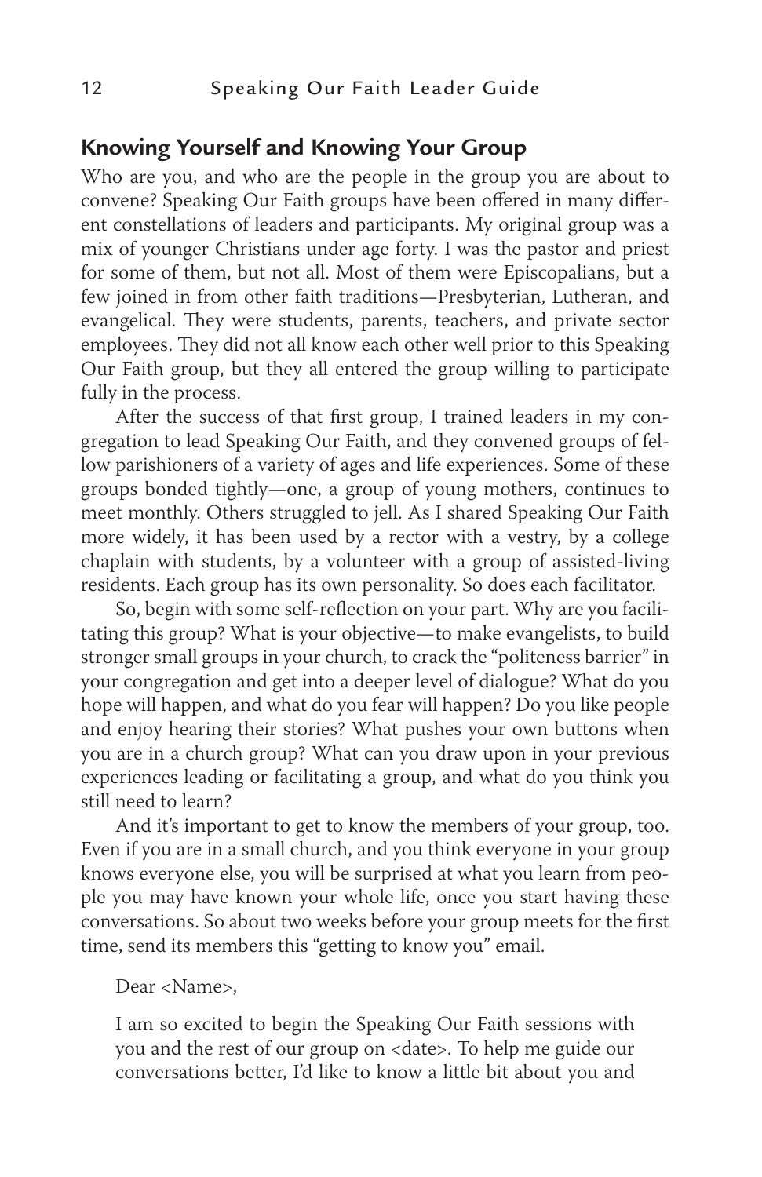## Knowing Yourself and Knowing Your Group

Who are you, and who are the people in the group you are about to convene? Speaking Our Faith groups have been offered in many different constellations of leaders and participants. My original group was a mix of younger Christians under age forty. I was the pastor and priest for some of them, but not all. Most of them were Episcopalians, but a few joined in from other faith traditions—Presbyterian, Lutheran, and evangelical. They were students, parents, teachers, and private sector employees. They did not all know each other well prior to this Speaking Our Faith group, but they all entered the group willing to participate fully in the process.

After the success of that first group, I trained leaders in my congregation to lead Speaking Our Faith, and they convened groups of fellow parishioners of a variety of ages and life experiences. Some of these groups bonded tightly—one, a group of young mothers, continues to meet monthly. Others struggled to jell. As I shared Speaking Our Faith more widely, it has been used by a rector with a vestry, by a college chaplain with students, by a volunteer with a group of assisted-living residents. Each group has its own personality. So does each facilitator.

So, begin with some self-reflection on your part. Why are you facilitating this group? What is your objective—to make evangelists, to build stronger small groups in your church, to crack the "politeness barrier" in your congregation and get into a deeper level of dialogue? What do you hope will happen, and what do you fear will happen? Do you like people and enjoy hearing their stories? What pushes your own buttons when you are in a church group? What can you draw upon in your previous experiences leading or facilitating a group, and what do you think you still need to learn?

And it's important to get to know the members of your group, too. Even if you are in a small church, and you think everyone in your group knows everyone else, you will be surprised at what you learn from people you may have known your whole life, once you start having these conversations. So about two weeks before your group meets for the first time, send its members this "getting to know you" email.

> Dear <Name>,
>
> I am so excited to begin the Speaking Our Faith sessions with you and the rest of our group on <date>. To help me guide our conversations better, I'd like to know a little bit about you and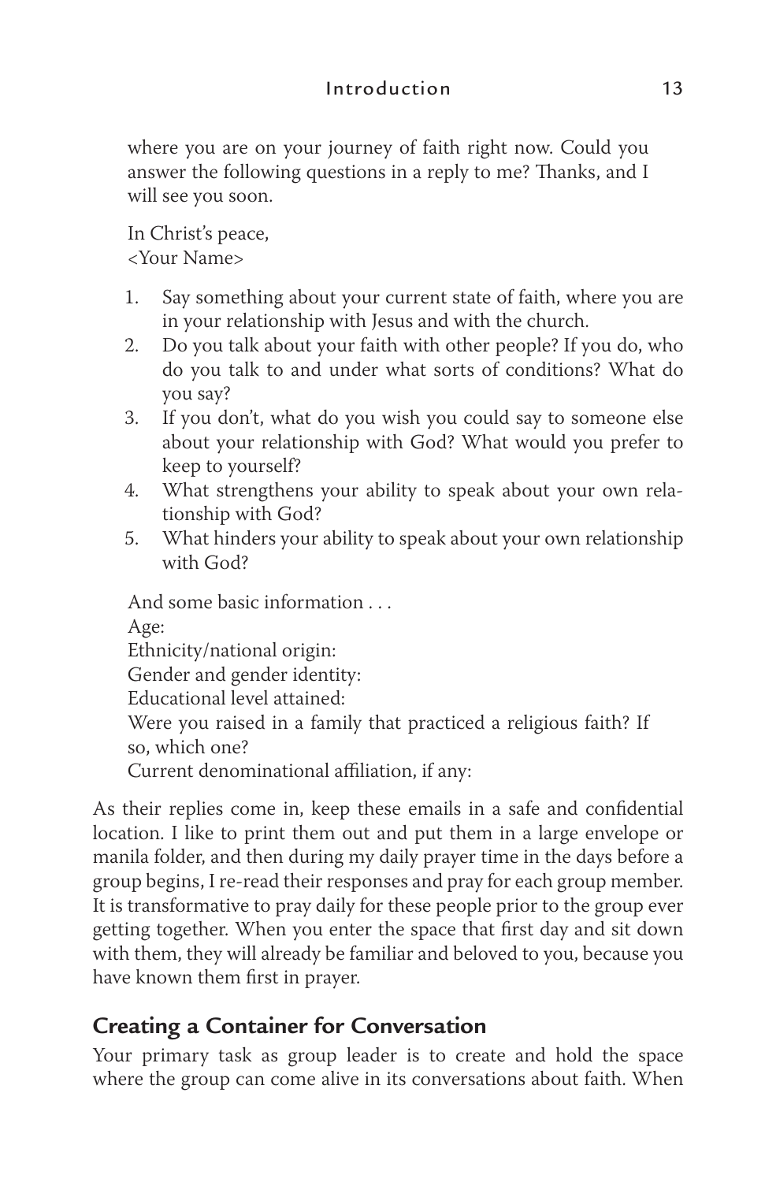where you are on your journey of faith right now. Could you answer the following questions in a reply to me? Thanks, and I will see you soon.

In Christ's peace,
<Your Name>

1. Say something about your current state of faith, where you are in your relationship with Jesus and with the church.
2. Do you talk about your faith with other people? If you do, who do you talk to and under what sorts of conditions? What do you say?
3. If you don't, what do you wish you could say to someone else about your relationship with God? What would you prefer to keep to yourself?
4. What strengthens your ability to speak about your own relationship with God?
5. What hinders your ability to speak about your own relationship with God?

And some basic information . . .
Age:
Ethnicity/national origin:
Gender and gender identity:
Educational level attained:
Were you raised in a family that practiced a religious faith? If so, which one?
Current denominational affiliation, if any:

As their replies come in, keep these emails in a safe and confidential location. I like to print them out and put them in a large envelope or manila folder, and then during my daily prayer time in the days before a group begins, I re-read their responses and pray for each group member. It is transformative to pray daily for these people prior to the group ever getting together. When you enter the space that first day and sit down with them, they will already be familiar and beloved to you, because you have known them first in prayer.

## Creating a Container for Conversation

Your primary task as group leader is to create and hold the space where the group can come alive in its conversations about faith. When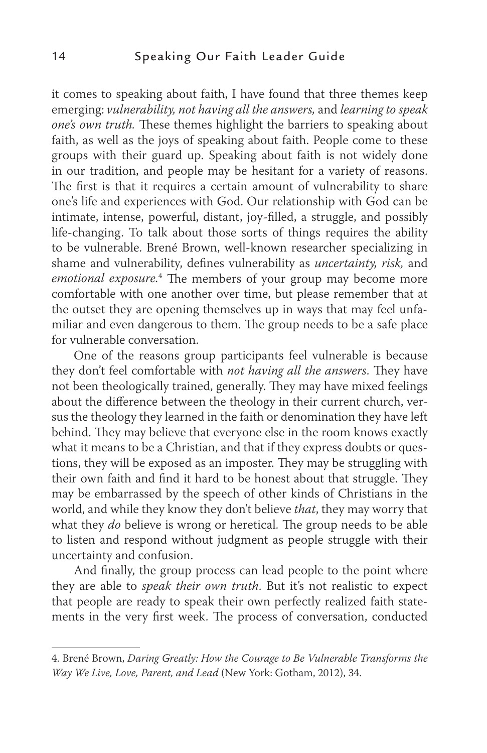it comes to speaking about faith, I have found that three themes keep emerging: *vulnerability, not having all the answers,* and *learning to speak one's own truth.* These themes highlight the barriers to speaking about faith, as well as the joys of speaking about faith. People come to these groups with their guard up. Speaking about faith is not widely done in our tradition, and people may be hesitant for a variety of reasons. The first is that it requires a certain amount of vulnerability to share one's life and experiences with God. Our relationship with God can be intimate, intense, powerful, distant, joy-filled, a struggle, and possibly life-changing. To talk about those sorts of things requires the ability to be vulnerable. Brené Brown, well-known researcher specializing in shame and vulnerability, defines vulnerability as *uncertainty, risk,* and *emotional exposure.*[4] The members of your group may become more comfortable with one another over time, but please remember that at the outset they are opening themselves up in ways that may feel unfamiliar and even dangerous to them. The group needs to be a safe place for vulnerable conversation.

One of the reasons group participants feel vulnerable is because they don't feel comfortable with *not having all the answers*. They have not been theologically trained, generally. They may have mixed feelings about the difference between the theology in their current church, versus the theology they learned in the faith or denomination they have left behind. They may believe that everyone else in the room knows exactly what it means to be a Christian, and that if they express doubts or questions, they will be exposed as an imposter. They may be struggling with their own faith and find it hard to be honest about that struggle. They may be embarrassed by the speech of other kinds of Christians in the world, and while they know they don't believe *that*, they may worry that what they *do* believe is wrong or heretical. The group needs to be able to listen and respond without judgment as people struggle with their uncertainty and confusion.

And finally, the group process can lead people to the point where they are able to *speak their own truth*. But it's not realistic to expect that people are ready to speak their own perfectly realized faith statements in the very first week. The process of conversation, conducted

4. Brené Brown, *Daring Greatly: How the Courage to Be Vulnerable Transforms the Way We Live, Love, Parent, and Lead* (New York: Gotham, 2012), 34.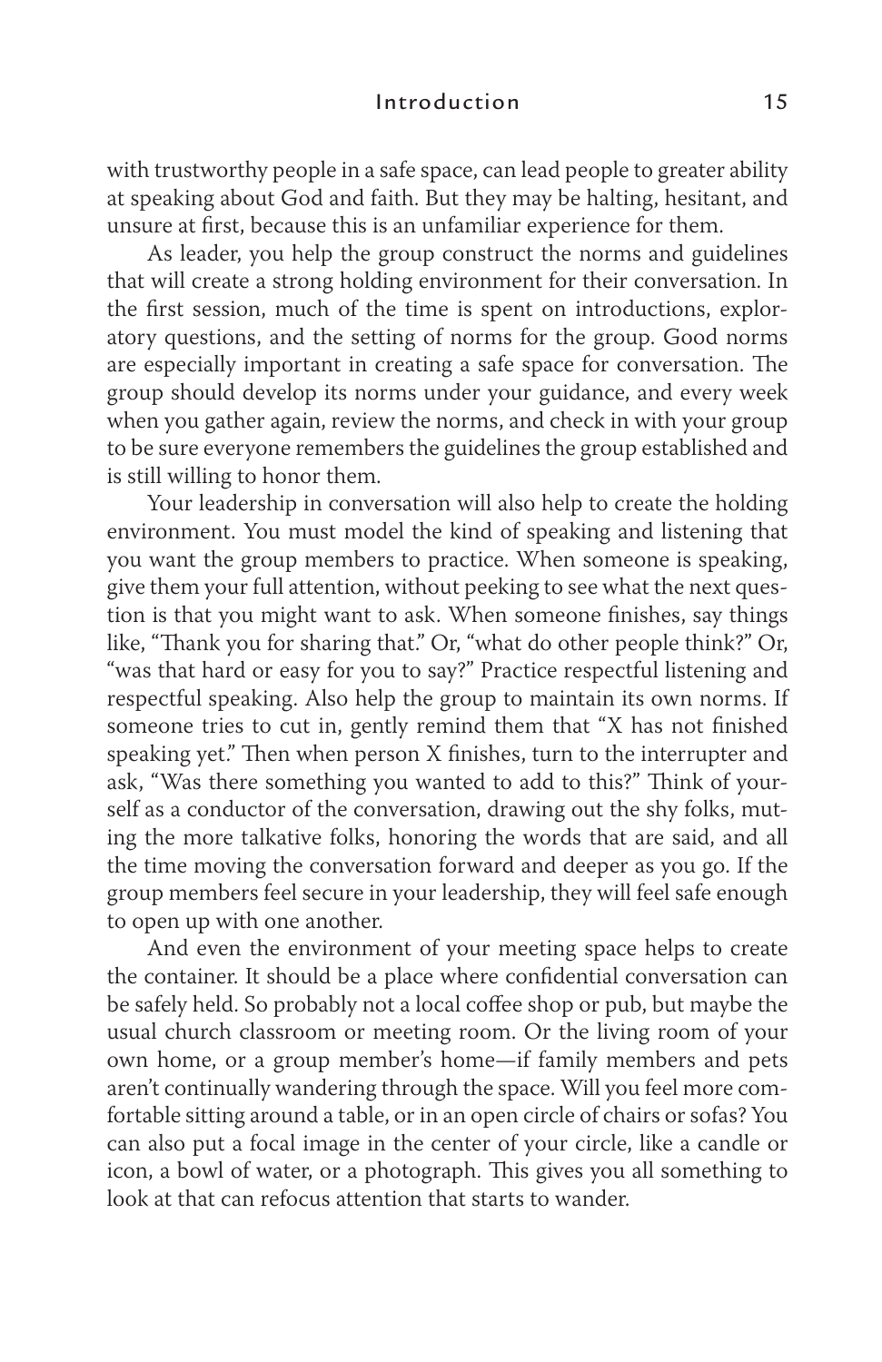with trustworthy people in a safe space, can lead people to greater ability at speaking about God and faith. But they may be halting, hesitant, and unsure at first, because this is an unfamiliar experience for them.

As leader, you help the group construct the norms and guidelines that will create a strong holding environment for their conversation. In the first session, much of the time is spent on introductions, exploratory questions, and the setting of norms for the group. Good norms are especially important in creating a safe space for conversation. The group should develop its norms under your guidance, and every week when you gather again, review the norms, and check in with your group to be sure everyone remembers the guidelines the group established and is still willing to honor them.

Your leadership in conversation will also help to create the holding environment. You must model the kind of speaking and listening that you want the group members to practice. When someone is speaking, give them your full attention, without peeking to see what the next question is that you might want to ask. When someone finishes, say things like, "Thank you for sharing that." Or, "what do other people think?" Or, "was that hard or easy for you to say?" Practice respectful listening and respectful speaking. Also help the group to maintain its own norms. If someone tries to cut in, gently remind them that "X has not finished speaking yet." Then when person X finishes, turn to the interrupter and ask, "Was there something you wanted to add to this?" Think of yourself as a conductor of the conversation, drawing out the shy folks, muting the more talkative folks, honoring the words that are said, and all the time moving the conversation forward and deeper as you go. If the group members feel secure in your leadership, they will feel safe enough to open up with one another.

And even the environment of your meeting space helps to create the container. It should be a place where confidential conversation can be safely held. So probably not a local coffee shop or pub, but maybe the usual church classroom or meeting room. Or the living room of your own home, or a group member's home—if family members and pets aren't continually wandering through the space. Will you feel more comfortable sitting around a table, or in an open circle of chairs or sofas? You can also put a focal image in the center of your circle, like a candle or icon, a bowl of water, or a photograph. This gives you all something to look at that can refocus attention that starts to wander.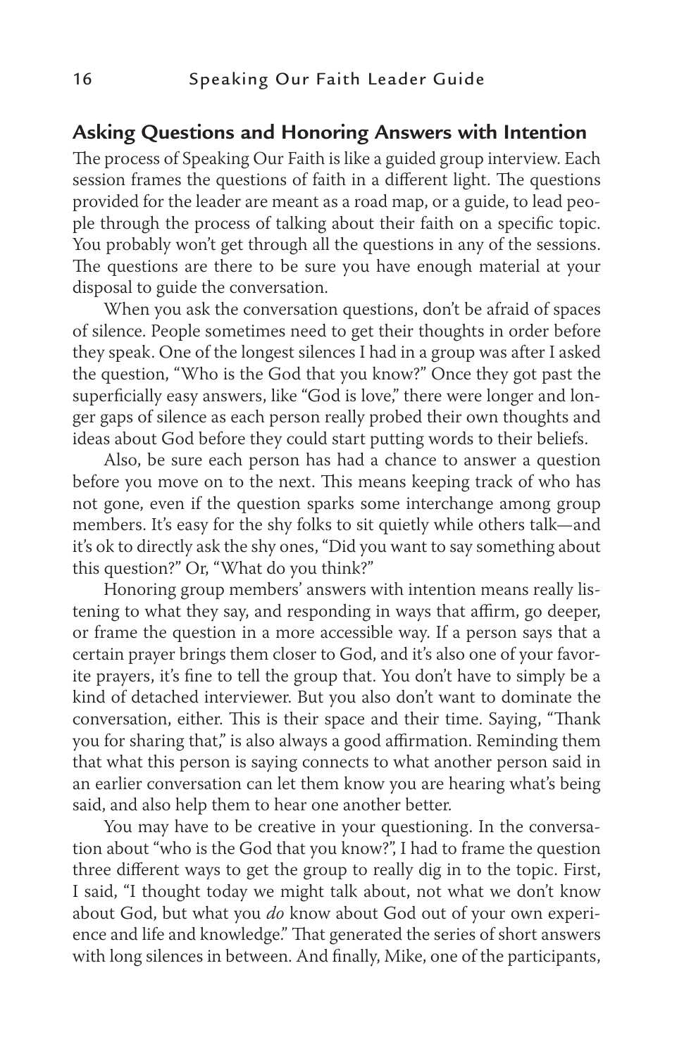## Asking Questions and Honoring Answers with Intention

The process of Speaking Our Faith is like a guided group interview. Each session frames the questions of faith in a different light. The questions provided for the leader are meant as a road map, or a guide, to lead people through the process of talking about their faith on a specific topic. You probably won't get through all the questions in any of the sessions. The questions are there to be sure you have enough material at your disposal to guide the conversation.

When you ask the conversation questions, don't be afraid of spaces of silence. People sometimes need to get their thoughts in order before they speak. One of the longest silences I had in a group was after I asked the question, "Who is the God that you know?" Once they got past the superficially easy answers, like "God is love," there were longer and longer gaps of silence as each person really probed their own thoughts and ideas about God before they could start putting words to their beliefs.

Also, be sure each person has had a chance to answer a question before you move on to the next. This means keeping track of who has not gone, even if the question sparks some interchange among group members. It's easy for the shy folks to sit quietly while others talk—and it's ok to directly ask the shy ones, "Did you want to say something about this question?" Or, "What do you think?"

Honoring group members' answers with intention means really listening to what they say, and responding in ways that affirm, go deeper, or frame the question in a more accessible way. If a person says that a certain prayer brings them closer to God, and it's also one of your favorite prayers, it's fine to tell the group that. You don't have to simply be a kind of detached interviewer. But you also don't want to dominate the conversation, either. This is their space and their time. Saying, "Thank you for sharing that," is also always a good affirmation. Reminding them that what this person is saying connects to what another person said in an earlier conversation can let them know you are hearing what's being said, and also help them to hear one another better.

You may have to be creative in your questioning. In the conversation about "who is the God that you know?", I had to frame the question three different ways to get the group to really dig in to the topic. First, I said, "I thought today we might talk about, not what we don't know about God, but what you *do* know about God out of your own experience and life and knowledge." That generated the series of short answers with long silences in between. And finally, Mike, one of the participants,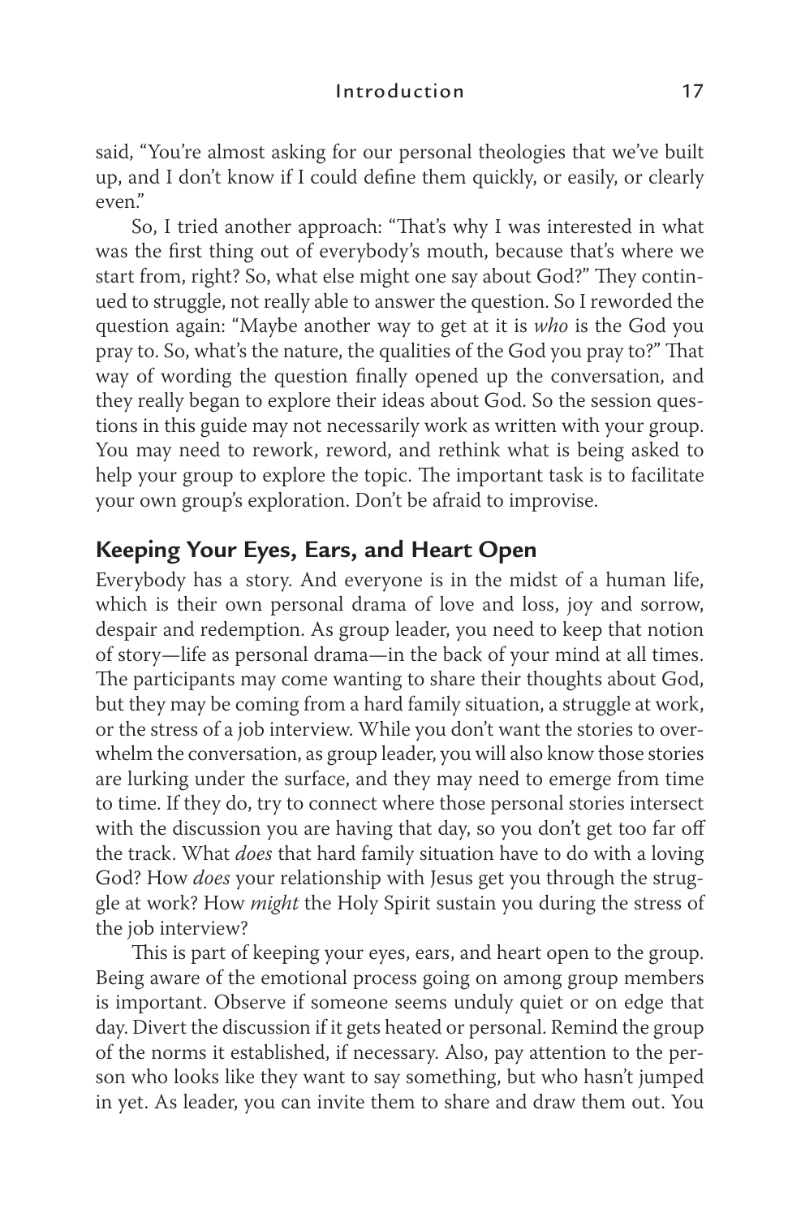said, "You're almost asking for our personal theologies that we've built up, and I don't know if I could define them quickly, or easily, or clearly even."

So, I tried another approach: "That's why I was interested in what was the first thing out of everybody's mouth, because that's where we start from, right? So, what else might one say about God?" They continued to struggle, not really able to answer the question. So I reworded the question again: "Maybe another way to get at it is *who* is the God you pray to. So, what's the nature, the qualities of the God you pray to?" That way of wording the question finally opened up the conversation, and they really began to explore their ideas about God. So the session questions in this guide may not necessarily work as written with your group. You may need to rework, reword, and rethink what is being asked to help your group to explore the topic. The important task is to facilitate your own group's exploration. Don't be afraid to improvise.

## Keeping Your Eyes, Ears, and Heart Open

Everybody has a story. And everyone is in the midst of a human life, which is their own personal drama of love and loss, joy and sorrow, despair and redemption. As group leader, you need to keep that notion of story—life as personal drama—in the back of your mind at all times. The participants may come wanting to share their thoughts about God, but they may be coming from a hard family situation, a struggle at work, or the stress of a job interview. While you don't want the stories to overwhelm the conversation, as group leader, you will also know those stories are lurking under the surface, and they may need to emerge from time to time. If they do, try to connect where those personal stories intersect with the discussion you are having that day, so you don't get too far off the track. What *does* that hard family situation have to do with a loving God? How *does* your relationship with Jesus get you through the struggle at work? How *might* the Holy Spirit sustain you during the stress of the job interview?

This is part of keeping your eyes, ears, and heart open to the group. Being aware of the emotional process going on among group members is important. Observe if someone seems unduly quiet or on edge that day. Divert the discussion if it gets heated or personal. Remind the group of the norms it established, if necessary. Also, pay attention to the person who looks like they want to say something, but who hasn't jumped in yet. As leader, you can invite them to share and draw them out. You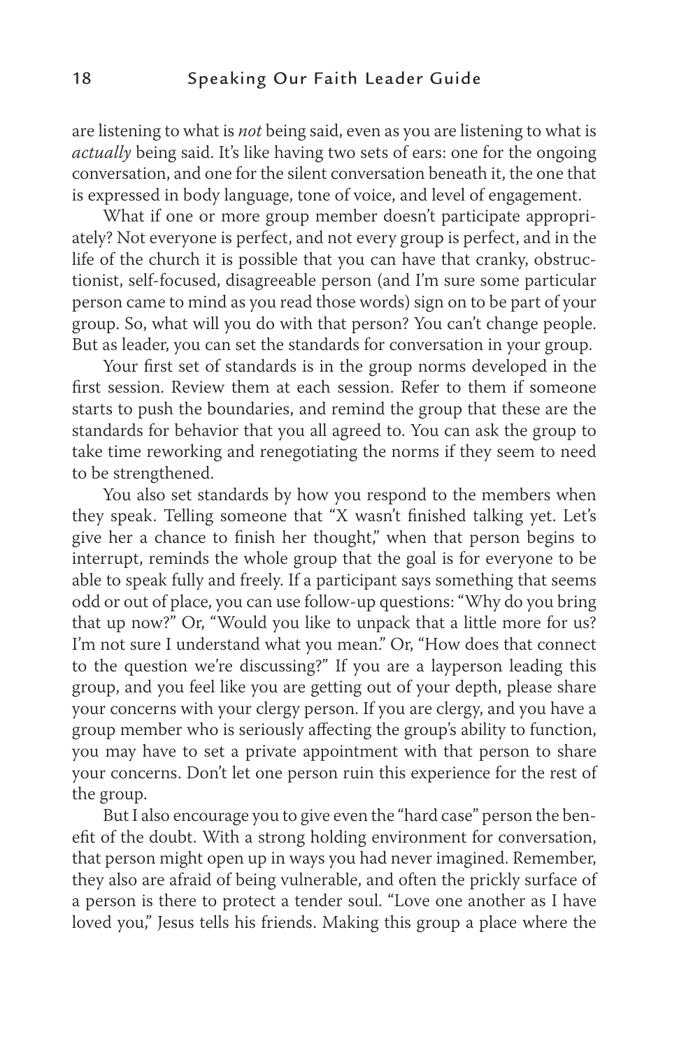are listening to what is *not* being said, even as you are listening to what is *actually* being said. It's like having two sets of ears: one for the ongoing conversation, and one for the silent conversation beneath it, the one that is expressed in body language, tone of voice, and level of engagement.

What if one or more group member doesn't participate appropriately? Not everyone is perfect, and not every group is perfect, and in the life of the church it is possible that you can have that cranky, obstructionist, self-focused, disagreeable person (and I'm sure some particular person came to mind as you read those words) sign on to be part of your group. So, what will you do with that person? You can't change people. But as leader, you can set the standards for conversation in your group.

Your first set of standards is in the group norms developed in the first session. Review them at each session. Refer to them if someone starts to push the boundaries, and remind the group that these are the standards for behavior that you all agreed to. You can ask the group to take time reworking and renegotiating the norms if they seem to need to be strengthened.

You also set standards by how you respond to the members when they speak. Telling someone that "X wasn't finished talking yet. Let's give her a chance to finish her thought," when that person begins to interrupt, reminds the whole group that the goal is for everyone to be able to speak fully and freely. If a participant says something that seems odd or out of place, you can use follow-up questions: "Why do you bring that up now?" Or, "Would you like to unpack that a little more for us? I'm not sure I understand what you mean." Or, "How does that connect to the question we're discussing?" If you are a layperson leading this group, and you feel like you are getting out of your depth, please share your concerns with your clergy person. If you are clergy, and you have a group member who is seriously affecting the group's ability to function, you may have to set a private appointment with that person to share your concerns. Don't let one person ruin this experience for the rest of the group.

But I also encourage you to give even the "hard case" person the benefit of the doubt. With a strong holding environment for conversation, that person might open up in ways you had never imagined. Remember, they also are afraid of being vulnerable, and often the prickly surface of a person is there to protect a tender soul. "Love one another as I have loved you," Jesus tells his friends. Making this group a place where the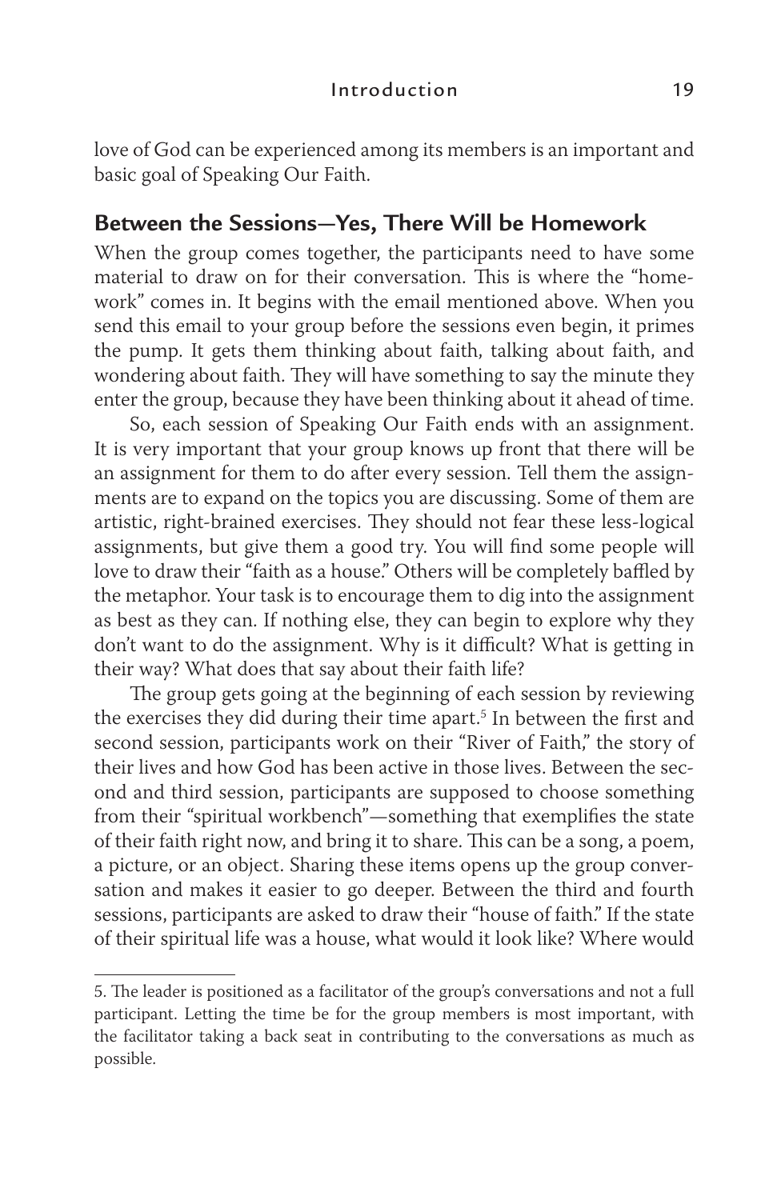love of God can be experienced among its members is an important and basic goal of Speaking Our Faith.

## Between the Sessions—Yes, There Will be Homework

When the group comes together, the participants need to have some material to draw on for their conversation. This is where the "homework" comes in. It begins with the email mentioned above. When you send this email to your group before the sessions even begin, it primes the pump. It gets them thinking about faith, talking about faith, and wondering about faith. They will have something to say the minute they enter the group, because they have been thinking about it ahead of time.

So, each session of Speaking Our Faith ends with an assignment. It is very important that your group knows up front that there will be an assignment for them to do after every session. Tell them the assignments are to expand on the topics you are discussing. Some of them are artistic, right-brained exercises. They should not fear these less-logical assignments, but give them a good try. You will find some people will love to draw their "faith as a house." Others will be completely baffled by the metaphor. Your task is to encourage them to dig into the assignment as best as they can. If nothing else, they can begin to explore why they don't want to do the assignment. Why is it difficult? What is getting in their way? What does that say about their faith life?

The group gets going at the beginning of each session by reviewing the exercises they did during their time apart.[5] In between the first and second session, participants work on their "River of Faith," the story of their lives and how God has been active in those lives. Between the second and third session, participants are supposed to choose something from their "spiritual workbench"—something that exemplifies the state of their faith right now, and bring it to share. This can be a song, a poem, a picture, or an object. Sharing these items opens up the group conversation and makes it easier to go deeper. Between the third and fourth sessions, participants are asked to draw their "house of faith." If the state of their spiritual life was a house, what would it look like? Where would

---

5. The leader is positioned as a facilitator of the group's conversations and not a full participant. Letting the time be for the group members is most important, with the facilitator taking a back seat in contributing to the conversations as much as possible.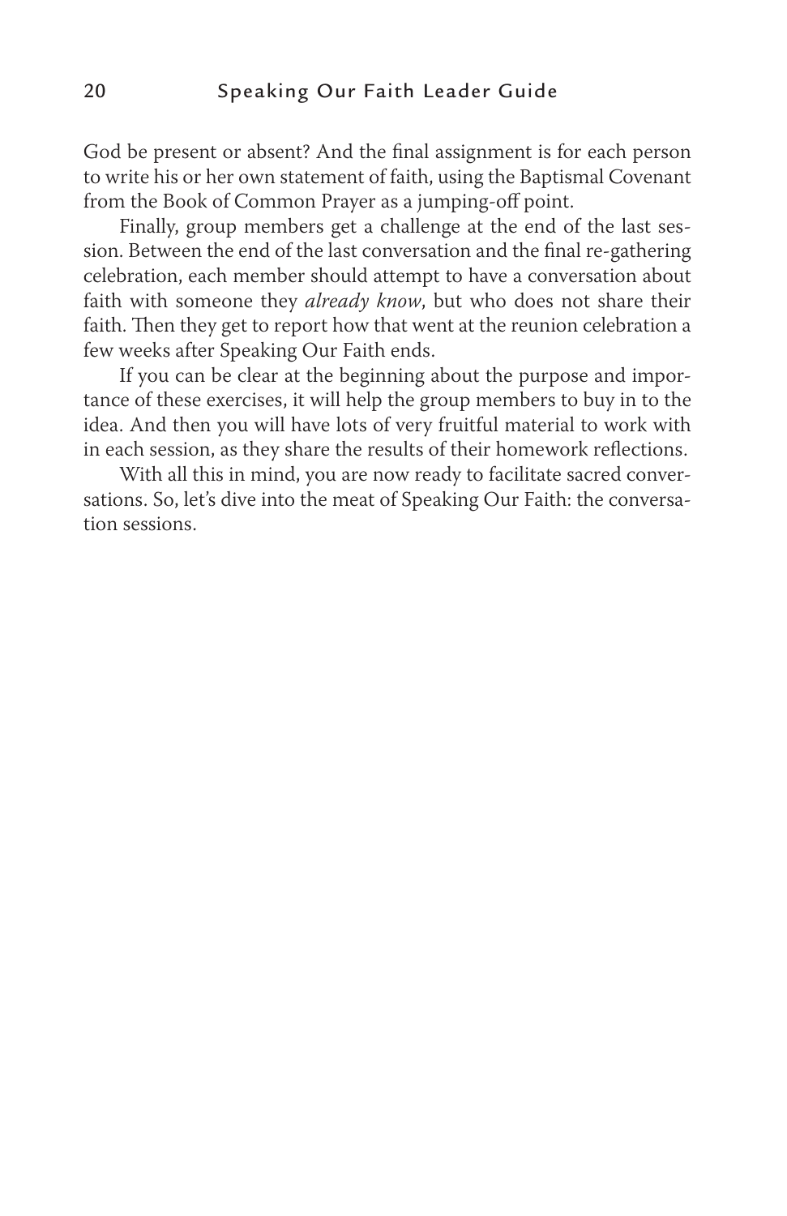God be present or absent? And the final assignment is for each person to write his or her own statement of faith, using the Baptismal Covenant from the Book of Common Prayer as a jumping-off point.

Finally, group members get a challenge at the end of the last session. Between the end of the last conversation and the final re-gathering celebration, each member should attempt to have a conversation about faith with someone they *already know*, but who does not share their faith. Then they get to report how that went at the reunion celebration a few weeks after Speaking Our Faith ends.

If you can be clear at the beginning about the purpose and importance of these exercises, it will help the group members to buy in to the idea. And then you will have lots of very fruitful material to work with in each session, as they share the results of their homework reflections.

With all this in mind, you are now ready to facilitate sacred conversations. So, let's dive into the meat of Speaking Our Faith: the conversation sessions.